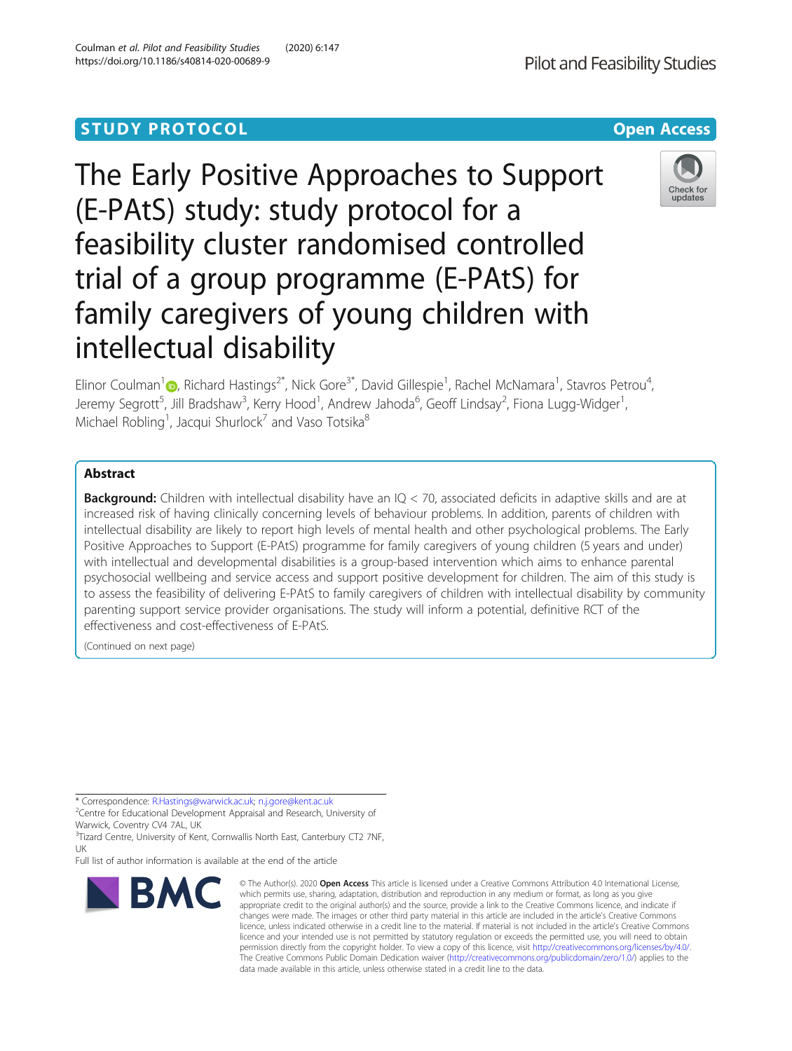STUDY PROTOCOL

Open Access

# The Early Positive Approaches to Support (E-PAtS) study: study protocol for a feasibility cluster randomised controlled trial of a group programme (E-PAtS) for family caregivers of young children with intellectual disability

Elinor Coulman[1], Richard Hastings[2*], Nick Gore[3*], David Gillespie[1], Rachel McNamara[1], Stavros Petrou[4], Jeremy Segrott[5], Jill Bradshaw[3], Kerry Hood[1], Andrew Jahoda[6], Geoff Lindsay[2], Fiona Lugg-Widger[1], Michael Robling[1], Jacqui Shurlock[7] and Vaso Totsika[8]

## Abstract

**Background:** Children with intellectual disability have an IQ < 70, associated deficits in adaptive skills and are at increased risk of having clinically concerning levels of behaviour problems. In addition, parents of children with intellectual disability are likely to report high levels of mental health and other psychological problems. The Early Positive Approaches to Support (E-PAtS) programme for family caregivers of young children (5 years and under) with intellectual and developmental disabilities is a group-based intervention which aims to enhance parental psychosocial wellbeing and service access and support positive development for children. The aim of this study is to assess the feasibility of delivering E-PAtS to family caregivers of children with intellectual disability by community parenting support service provider organisations. The study will inform a potential, definitive RCT of the effectiveness and cost-effectiveness of E-PAtS.

(Continued on next page)

\* Correspondence: R.Hastings@warwick.ac.uk; n.j.gore@kent.ac.uk

[2]Centre for Educational Development Appraisal and Research, University of Warwick, Coventry CV4 7AL, UK

[3]Tizard Centre, University of Kent, Cornwallis North East, Canterbury CT2 7NF, UK

Full list of author information is available at the end of the article

© The Author(s). 2020 **Open Access** This article is licensed under a Creative Commons Attribution 4.0 International License, which permits use, sharing, adaptation, distribution and reproduction in any medium or format, as long as you give appropriate credit to the original author(s) and the source, provide a link to the Creative Commons licence, and indicate if changes were made. The images or other third party material in this article are included in the article's Creative Commons licence, unless indicated otherwise in a credit line to the material. If material is not included in the article's Creative Commons licence and your intended use is not permitted by statutory regulation or exceeds the permitted use, you will need to obtain permission directly from the copyright holder. To view a copy of this licence, visit http://creativecommons.org/licenses/by/4.0/. The Creative Commons Public Domain Dedication waiver (http://creativecommons.org/publicdomain/zero/1.0/) applies to the data made available in this article, unless otherwise stated in a credit line to the data.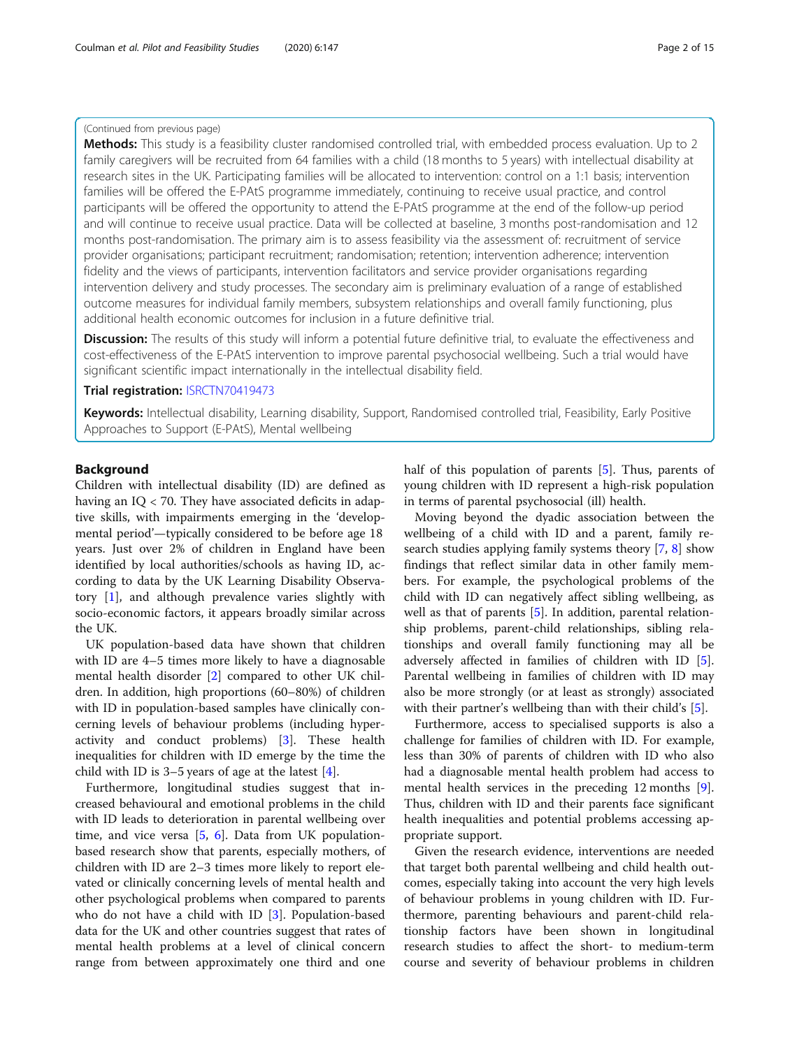(Continued from previous page)

**Methods:** This study is a feasibility cluster randomised controlled trial, with embedded process evaluation. Up to 2 family caregivers will be recruited from 64 families with a child (18 months to 5 years) with intellectual disability at research sites in the UK. Participating families will be allocated to intervention: control on a 1:1 basis; intervention families will be offered the E-PAtS programme immediately, continuing to receive usual practice, and control participants will be offered the opportunity to attend the E-PAtS programme at the end of the follow-up period and will continue to receive usual practice. Data will be collected at baseline, 3 months post-randomisation and 12 months post-randomisation. The primary aim is to assess feasibility via the assessment of: recruitment of service provider organisations; participant recruitment; randomisation; retention; intervention adherence; intervention fidelity and the views of participants, intervention facilitators and service provider organisations regarding intervention delivery and study processes. The secondary aim is preliminary evaluation of a range of established outcome measures for individual family members, subsystem relationships and overall family functioning, plus additional health economic outcomes for inclusion in a future definitive trial.

**Discussion:** The results of this study will inform a potential future definitive trial, to evaluate the effectiveness and cost-effectiveness of the E-PAtS intervention to improve parental psychosocial wellbeing. Such a trial would have significant scientific impact internationally in the intellectual disability field.

**Trial registration:** ISRCTN70419473

**Keywords:** Intellectual disability, Learning disability, Support, Randomised controlled trial, Feasibility, Early Positive Approaches to Support (E-PAtS), Mental wellbeing

## Background

Children with intellectual disability (ID) are defined as having an IQ < 70. They have associated deficits in adaptive skills, with impairments emerging in the 'developmental period'—typically considered to be before age 18 years. Just over 2% of children in England have been identified by local authorities/schools as having ID, according to data by the UK Learning Disability Observatory [1], and although prevalence varies slightly with socio-economic factors, it appears broadly similar across the UK.

UK population-based data have shown that children with ID are 4–5 times more likely to have a diagnosable mental health disorder [2] compared to other UK children. In addition, high proportions (60–80%) of children with ID in population-based samples have clinically concerning levels of behaviour problems (including hyperactivity and conduct problems) [3]. These health inequalities for children with ID emerge by the time the child with ID is 3–5 years of age at the latest [4].

Furthermore, longitudinal studies suggest that increased behavioural and emotional problems in the child with ID leads to deterioration in parental wellbeing over time, and vice versa [5, 6]. Data from UK population-based research show that parents, especially mothers, of children with ID are 2–3 times more likely to report elevated or clinically concerning levels of mental health and other psychological problems when compared to parents who do not have a child with ID [3]. Population-based data for the UK and other countries suggest that rates of mental health problems at a level of clinical concern range from between approximately one third and one half of this population of parents [5]. Thus, parents of young children with ID represent a high-risk population in terms of parental psychosocial (ill) health.

Moving beyond the dyadic association between the wellbeing of a child with ID and a parent, family research studies applying family systems theory [7, 8] show findings that reflect similar data in other family members. For example, the psychological problems of the child with ID can negatively affect sibling wellbeing, as well as that of parents [5]. In addition, parental relationship problems, parent-child relationships, sibling relationships and overall family functioning may all be adversely affected in families of children with ID [5]. Parental wellbeing in families of children with ID may also be more strongly (or at least as strongly) associated with their partner's wellbeing than with their child's [5].

Furthermore, access to specialised supports is also a challenge for families of children with ID. For example, less than 30% of parents of children with ID who also had a diagnosable mental health problem had access to mental health services in the preceding 12 months [9]. Thus, children with ID and their parents face significant health inequalities and potential problems accessing appropriate support.

Given the research evidence, interventions are needed that target both parental wellbeing and child health outcomes, especially taking into account the very high levels of behaviour problems in young children with ID. Furthermore, parenting behaviours and parent-child relationship factors have been shown in longitudinal research studies to affect the short- to medium-term course and severity of behaviour problems in children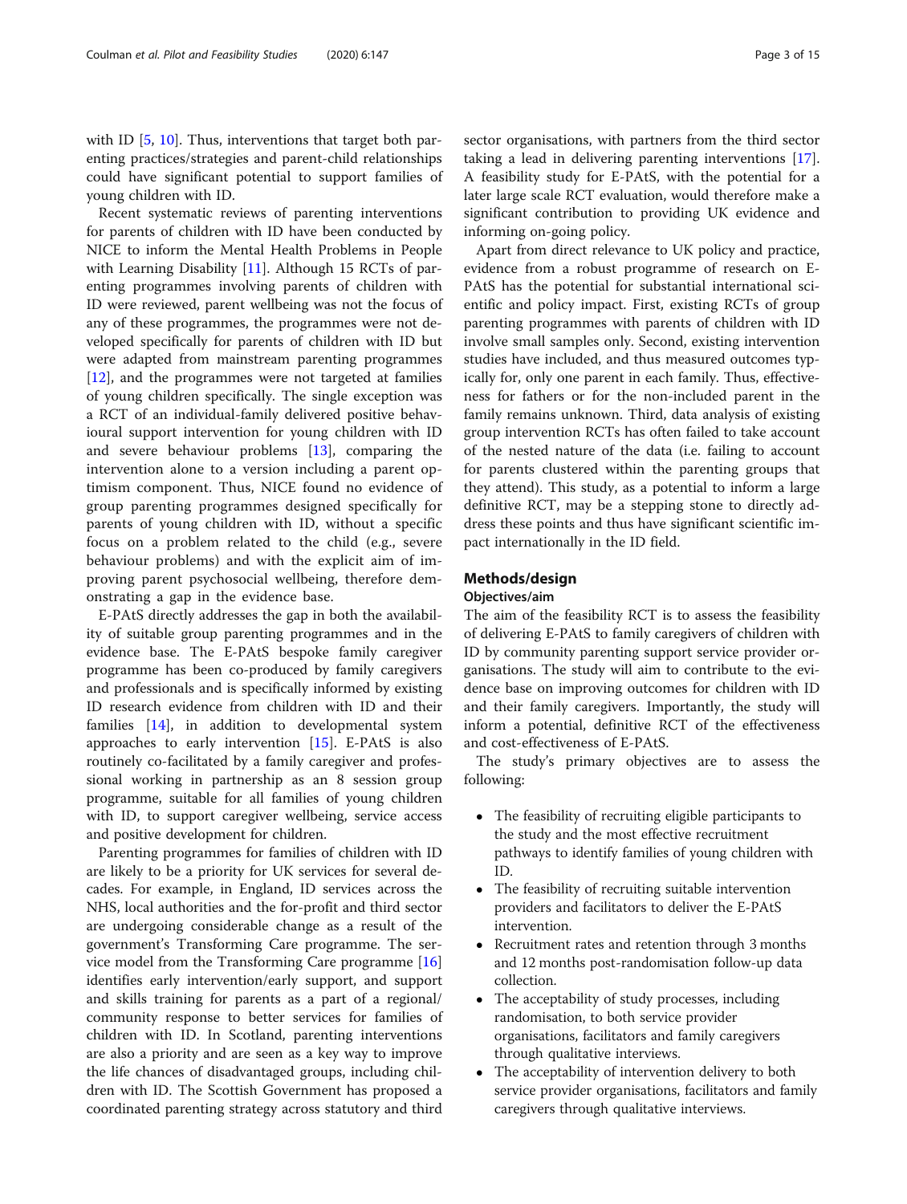with ID [5, 10]. Thus, interventions that target both parenting practices/strategies and parent-child relationships could have significant potential to support families of young children with ID.

Recent systematic reviews of parenting interventions for parents of children with ID have been conducted by NICE to inform the Mental Health Problems in People with Learning Disability [11]. Although 15 RCTs of parenting programmes involving parents of children with ID were reviewed, parent wellbeing was not the focus of any of these programmes, the programmes were not developed specifically for parents of children with ID but were adapted from mainstream parenting programmes [12], and the programmes were not targeted at families of young children specifically. The single exception was a RCT of an individual-family delivered positive behavioural support intervention for young children with ID and severe behaviour problems [13], comparing the intervention alone to a version including a parent optimism component. Thus, NICE found no evidence of group parenting programmes designed specifically for parents of young children with ID, without a specific focus on a problem related to the child (e.g., severe behaviour problems) and with the explicit aim of improving parent psychosocial wellbeing, therefore demonstrating a gap in the evidence base.

E-PAtS directly addresses the gap in both the availability of suitable group parenting programmes and in the evidence base. The E-PAtS bespoke family caregiver programme has been co-produced by family caregivers and professionals and is specifically informed by existing ID research evidence from children with ID and their families [14], in addition to developmental system approaches to early intervention [15]. E-PAtS is also routinely co-facilitated by a family caregiver and professional working in partnership as an 8 session group programme, suitable for all families of young children with ID, to support caregiver wellbeing, service access and positive development for children.

Parenting programmes for families of children with ID are likely to be a priority for UK services for several decades. For example, in England, ID services across the NHS, local authorities and the for-profit and third sector are undergoing considerable change as a result of the government's Transforming Care programme. The service model from the Transforming Care programme [16] identifies early intervention/early support, and support and skills training for parents as a part of a regional/community response to better services for families of children with ID. In Scotland, parenting interventions are also a priority and are seen as a key way to improve the life chances of disadvantaged groups, including children with ID. The Scottish Government has proposed a coordinated parenting strategy across statutory and third sector organisations, with partners from the third sector taking a lead in delivering parenting interventions [17]. A feasibility study for E-PAtS, with the potential for a later large scale RCT evaluation, would therefore make a significant contribution to providing UK evidence and informing on-going policy.

Apart from direct relevance to UK policy and practice, evidence from a robust programme of research on E-PAtS has the potential for substantial international scientific and policy impact. First, existing RCTs of group parenting programmes with parents of children with ID involve small samples only. Second, existing intervention studies have included, and thus measured outcomes typically for, only one parent in each family. Thus, effectiveness for fathers or for the non-included parent in the family remains unknown. Third, data analysis of existing group intervention RCTs has often failed to take account of the nested nature of the data (i.e. failing to account for parents clustered within the parenting groups that they attend). This study, as a potential to inform a large definitive RCT, may be a stepping stone to directly address these points and thus have significant scientific impact internationally in the ID field.

## Methods/design

### Objectives/aim

The aim of the feasibility RCT is to assess the feasibility of delivering E-PAtS to family caregivers of children with ID by community parenting support service provider organisations. The study will aim to contribute to the evidence base on improving outcomes for children with ID and their family caregivers. Importantly, the study will inform a potential, definitive RCT of the effectiveness and cost-effectiveness of E-PAtS.

The study's primary objectives are to assess the following:

- The feasibility of recruiting eligible participants to the study and the most effective recruitment pathways to identify families of young children with ID.
- The feasibility of recruiting suitable intervention providers and facilitators to deliver the E-PAtS intervention.
- Recruitment rates and retention through 3 months and 12 months post-randomisation follow-up data collection.
- The acceptability of study processes, including randomisation, to both service provider organisations, facilitators and family caregivers through qualitative interviews.
- The acceptability of intervention delivery to both service provider organisations, facilitators and family caregivers through qualitative interviews.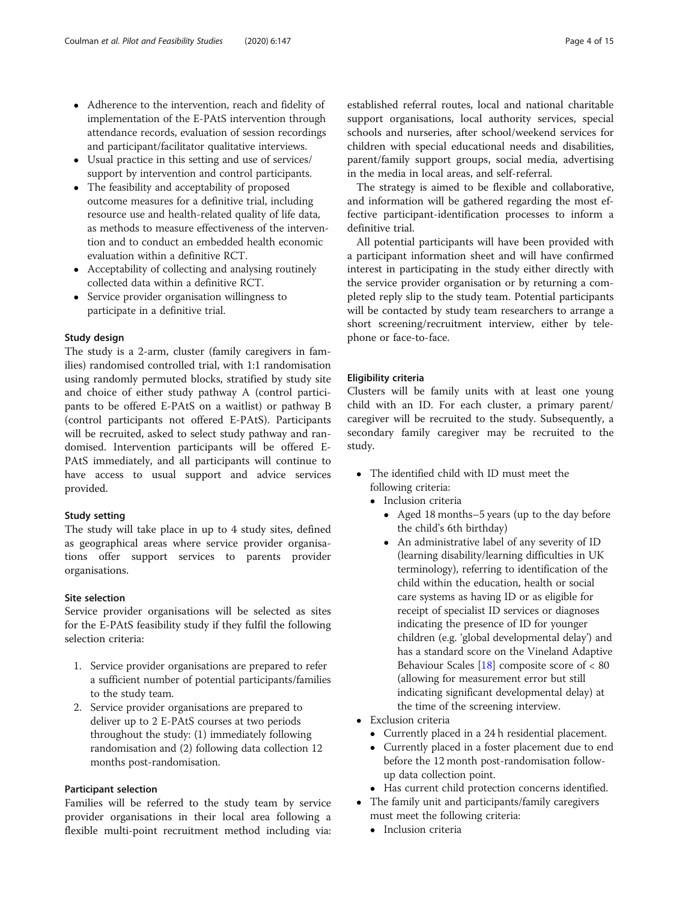- Adherence to the intervention, reach and fidelity of implementation of the E-PAtS intervention through attendance records, evaluation of session recordings and participant/facilitator qualitative interviews.
- Usual practice in this setting and use of services/support by intervention and control participants.
- The feasibility and acceptability of proposed outcome measures for a definitive trial, including resource use and health-related quality of life data, as methods to measure effectiveness of the intervention and to conduct an embedded health economic evaluation within a definitive RCT.
- Acceptability of collecting and analysing routinely collected data within a definitive RCT.
- Service provider organisation willingness to participate in a definitive trial.

### Study design

The study is a 2-arm, cluster (family caregivers in families) randomised controlled trial, with 1:1 randomisation using randomly permuted blocks, stratified by study site and choice of either study pathway A (control participants to be offered E-PAtS on a waitlist) or pathway B (control participants not offered E-PAtS). Participants will be recruited, asked to select study pathway and randomised. Intervention participants will be offered E-PAtS immediately, and all participants will continue to have access to usual support and advice services provided.

### Study setting

The study will take place in up to 4 study sites, defined as geographical areas where service provider organisations offer support services to parents provider organisations.

### Site selection

Service provider organisations will be selected as sites for the E-PAtS feasibility study if they fulfil the following selection criteria:

1. Service provider organisations are prepared to refer a sufficient number of potential participants/families to the study team.
2. Service provider organisations are prepared to deliver up to 2 E-PAtS courses at two periods throughout the study: (1) immediately following randomisation and (2) following data collection 12 months post-randomisation.

### Participant selection

Families will be referred to the study team by service provider organisations in their local area following a flexible multi-point recruitment method including via: established referral routes, local and national charitable support organisations, local authority services, special schools and nurseries, after school/weekend services for children with special educational needs and disabilities, parent/family support groups, social media, advertising in the media in local areas, and self-referral.

The strategy is aimed to be flexible and collaborative, and information will be gathered regarding the most effective participant-identification processes to inform a definitive trial.

All potential participants will have been provided with a participant information sheet and will have confirmed interest in participating in the study either directly with the service provider organisation or by returning a completed reply slip to the study team. Potential participants will be contacted by study team researchers to arrange a short screening/recruitment interview, either by telephone or face-to-face.

### Eligibility criteria

Clusters will be family units with at least one young child with an ID. For each cluster, a primary parent/caregiver will be recruited to the study. Subsequently, a secondary family caregiver may be recruited to the study.

- The identified child with ID must meet the following criteria:
  - Inclusion criteria
    - Aged 18 months–5 years (up to the day before the child's 6th birthday)
    - An administrative label of any severity of ID (learning disability/learning difficulties in UK terminology), referring to identification of the child within the education, health or social care systems as having ID or as eligible for receipt of specialist ID services or diagnoses indicating the presence of ID for younger children (e.g. 'global developmental delay') and has a standard score on the Vineland Adaptive Behaviour Scales [18] composite score of < 80 (allowing for measurement error but still indicating significant developmental delay) at the time of the screening interview.
- Exclusion criteria
  - Currently placed in a 24 h residential placement.
  - Currently placed in a foster placement due to end before the 12 month post-randomisation follow-up data collection point.
  - Has current child protection concerns identified.
- The family unit and participants/family caregivers must meet the following criteria:
  - Inclusion criteria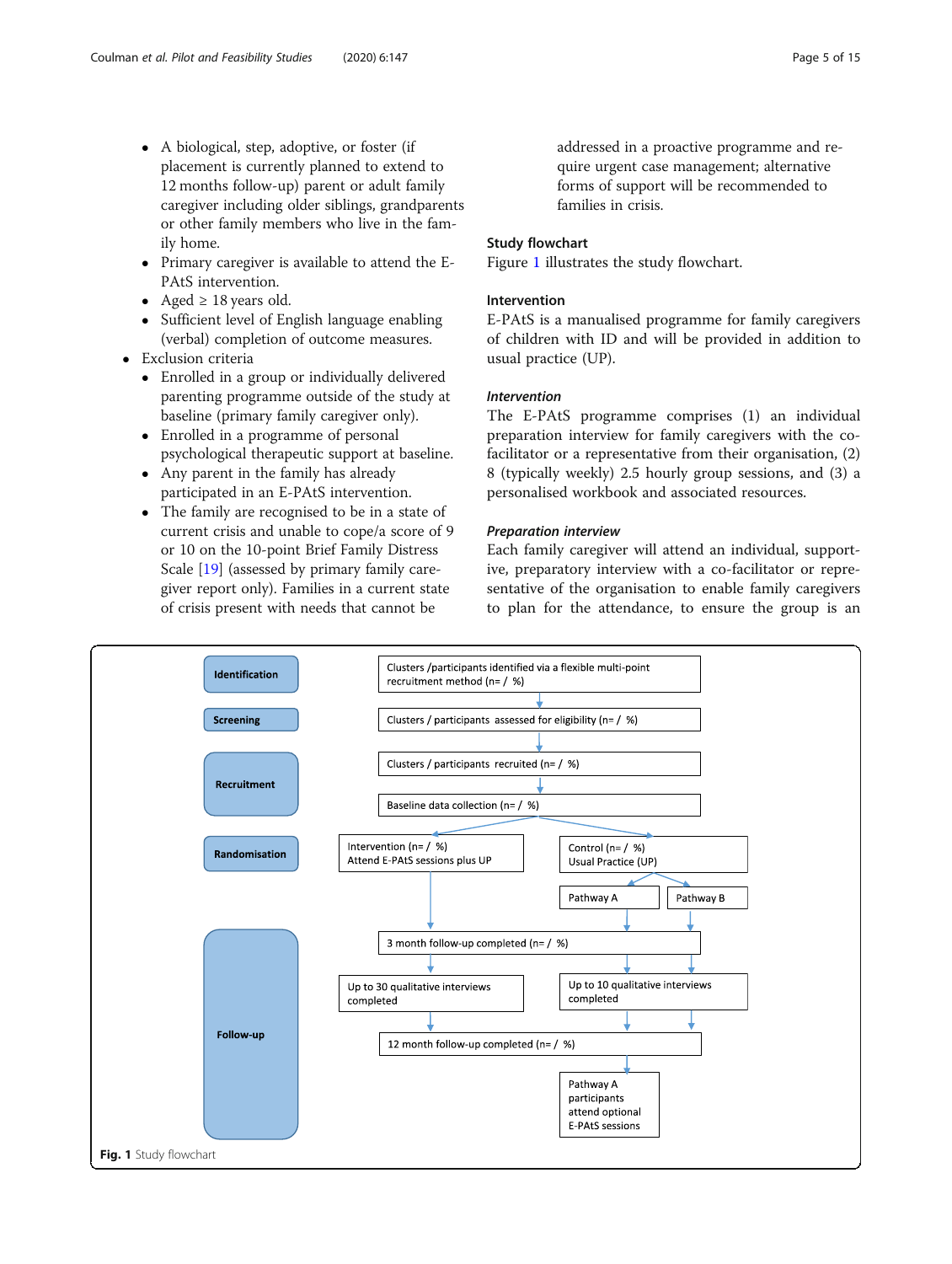- A biological, step, adoptive, or foster (if placement is currently planned to extend to 12 months follow-up) parent or adult family caregiver including older siblings, grandparents or other family members who live in the family home.
  - Primary caregiver is available to attend the E-PAtS intervention.
  - Aged ≥ 18 years old.
  - Sufficient level of English language enabling (verbal) completion of outcome measures.
- Exclusion criteria
  - Enrolled in a group or individually delivered parenting programme outside of the study at baseline (primary family caregiver only).
  - Enrolled in a programme of personal psychological therapeutic support at baseline.
  - Any parent in the family has already participated in an E-PAtS intervention.
  - The family are recognised to be in a state of current crisis and unable to cope/a score of 9 or 10 on the 10-point Brief Family Distress Scale [19] (assessed by primary family caregiver report only). Families in a current state of crisis present with needs that cannot be addressed in a proactive programme and require urgent case management; alternative forms of support will be recommended to families in crisis.

### Study flowchart

Figure 1 illustrates the study flowchart.

### Intervention

E-PAtS is a manualised programme for family caregivers of children with ID and will be provided in addition to usual practice (UP).

#### *Intervention*

The E-PAtS programme comprises (1) an individual preparation interview for family caregivers with the co-facilitator or a representative from their organisation, (2) 8 (typically weekly) 2.5 hourly group sessions, and (3) a personalised workbook and associated resources.

#### *Preparation interview*

Each family caregiver will attend an individual, supportive, preparatory interview with a co-facilitator or representative of the organisation to enable family caregivers to plan for the attendance, to ensure the group is an

| Stage | Intervention arm | Control arm |
|---|---|---|
| Identification | Clusters /participants identified via a flexible multi-point recruitment method (n= / %) | |
| Screening | Clusters / participants assessed for eligibility (n= / %) | |
| Recruitment | Clusters / participants recruited (n= / %) | |
| | Baseline data collection (n= / %) | |
| Randomisation | Intervention (n= / %) Attend E-PAtS sessions plus UP | Control (n= / %) Usual Practice (UP) → Pathway A; Pathway B |
| Follow-up | 3 month follow-up completed (n= / %) | |
| | Up to 30 qualitative interviews completed | Up to 10 qualitative interviews completed |
| | 12 month follow-up completed (n= / %) | |
| | | Pathway A participants attend optional E-PAtS sessions |

**Fig. 1** Study flowchart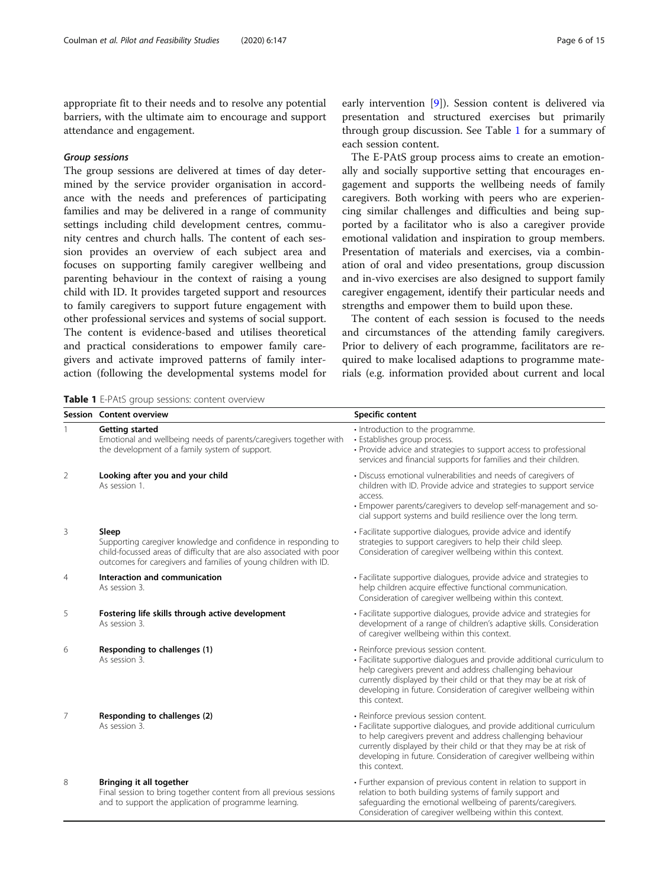appropriate fit to their needs and to resolve any potential barriers, with the ultimate aim to encourage and support attendance and engagement.

#### *Group sessions*

The group sessions are delivered at times of day determined by the service provider organisation in accordance with the needs and preferences of participating families and may be delivered in a range of community settings including child development centres, community centres and church halls. The content of each session provides an overview of each subject area and focuses on supporting family caregiver wellbeing and parenting behaviour in the context of raising a young child with ID. It provides targeted support and resources to family caregivers to support future engagement with other professional services and systems of social support. The content is evidence-based and utilises theoretical and practical considerations to empower family caregivers and activate improved patterns of family interaction (following the developmental systems model for early intervention [9]). Session content is delivered via presentation and structured exercises but primarily through group discussion. See Table 1 for a summary of each session content.

The E-PAtS group process aims to create an emotionally and socially supportive setting that encourages engagement and supports the wellbeing needs of family caregivers. Both working with peers who are experiencing similar challenges and difficulties and being supported by a facilitator who is also a caregiver provide emotional validation and inspiration to group members. Presentation of materials and exercises, via a combination of oral and video presentations, group discussion and in-vivo exercises are also designed to support family caregiver engagement, identify their particular needs and strengths and empower them to build upon these.

The content of each session is focused to the needs and circumstances of the attending family caregivers. Prior to delivery of each programme, facilitators are required to make localised adaptions to programme materials (e.g. information provided about current and local

**Table 1** E-PAtS group sessions: content overview

| Session | Content overview | Specific content |
|---|---|---|
| 1 | **Getting started**<br>Emotional and wellbeing needs of parents/caregivers together with the development of a family system of support. | • Introduction to the programme.<br>• Establishes group process.<br>• Provide advice and strategies to support access to professional services and financial supports for families and their children. |
| 2 | **Looking after you and your child**<br>As session 1. | • Discuss emotional vulnerabilities and needs of caregivers of children with ID. Provide advice and strategies to support service access.<br>• Empower parents/caregivers to develop self-management and social support systems and build resilience over the long term. |
| 3 | **Sleep**<br>Supporting caregiver knowledge and confidence in responding to child-focussed areas of difficulty that are also associated with poor outcomes for caregivers and families of young children with ID. | • Facilitate supportive dialogues, provide advice and identify strategies to support caregivers to help their child sleep. Consideration of caregiver wellbeing within this context. |
| 4 | **Interaction and communication**<br>As session 3. | • Facilitate supportive dialogues, provide advice and strategies to help children acquire effective functional communication. Consideration of caregiver wellbeing within this context. |
| 5 | **Fostering life skills through active development**<br>As session 3. | • Facilitate supportive dialogues, provide advice and strategies for development of a range of children's adaptive skills. Consideration of caregiver wellbeing within this context. |
| 6 | **Responding to challenges (1)**<br>As session 3. | • Reinforce previous session content.<br>• Facilitate supportive dialogues and provide additional curriculum to help caregivers prevent and address challenging behaviour currently displayed by their child or that they may be at risk of developing in future. Consideration of caregiver wellbeing within this context. |
| 7 | **Responding to challenges (2)**<br>As session 3. | • Reinforce previous session content.<br>• Facilitate supportive dialogues, and provide additional curriculum to help caregivers prevent and address challenging behaviour currently displayed by their child or that they may be at risk of developing in future. Consideration of caregiver wellbeing within this context. |
| 8 | **Bringing it all together**<br>Final session to bring together content from all previous sessions and to support the application of programme learning. | • Further expansion of previous content in relation to support in relation to both building systems of family support and safeguarding the emotional wellbeing of parents/caregivers. Consideration of caregiver wellbeing within this context. |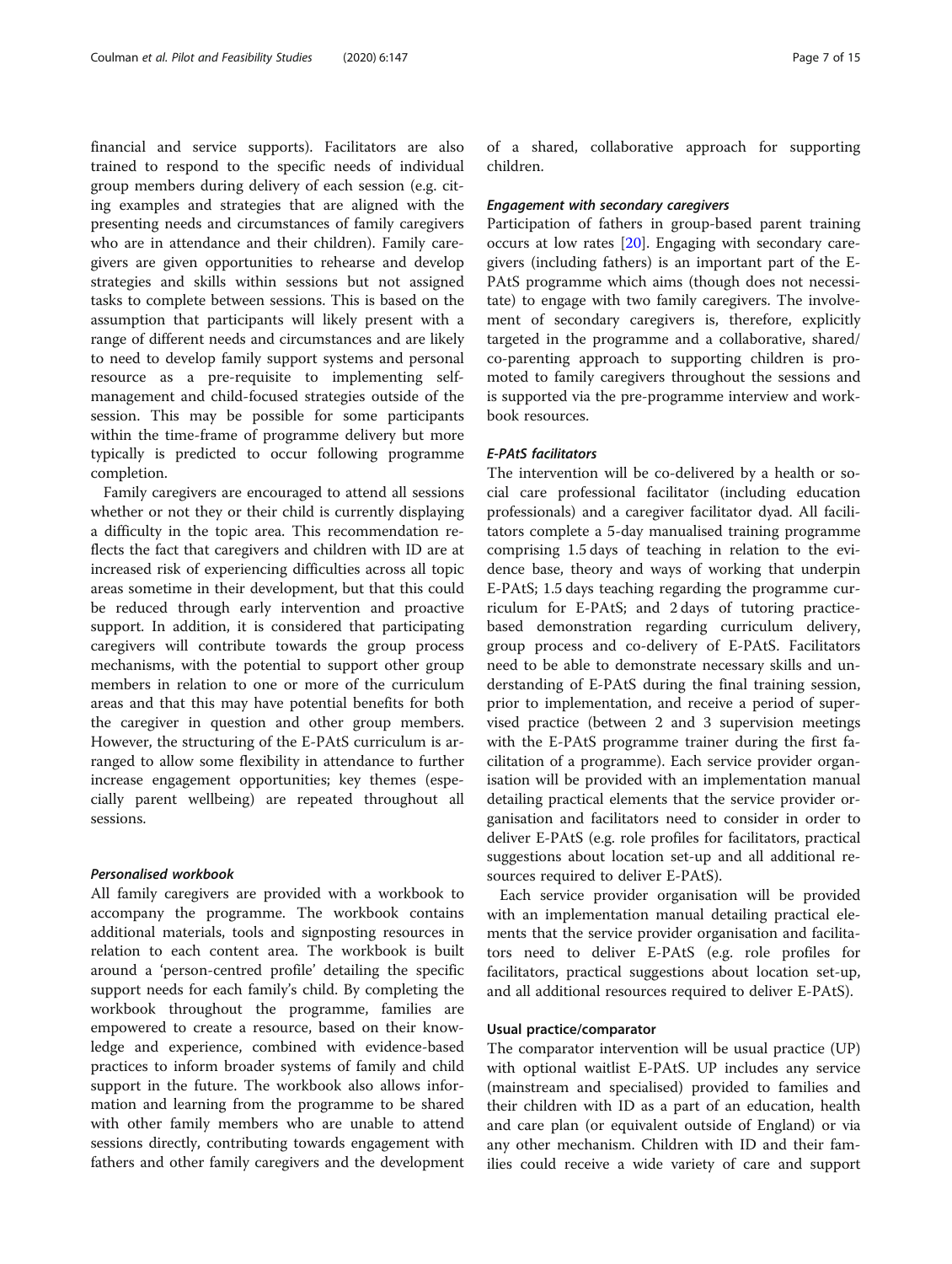financial and service supports). Facilitators are also trained to respond to the specific needs of individual group members during delivery of each session (e.g. citing examples and strategies that are aligned with the presenting needs and circumstances of family caregivers who are in attendance and their children). Family caregivers are given opportunities to rehearse and develop strategies and skills within sessions but not assigned tasks to complete between sessions. This is based on the assumption that participants will likely present with a range of different needs and circumstances and are likely to need to develop family support systems and personal resource as a pre-requisite to implementing self-management and child-focused strategies outside of the session. This may be possible for some participants within the time-frame of programme delivery but more typically is predicted to occur following programme completion.

Family caregivers are encouraged to attend all sessions whether or not they or their child is currently displaying a difficulty in the topic area. This recommendation reflects the fact that caregivers and children with ID are at increased risk of experiencing difficulties across all topic areas sometime in their development, but that this could be reduced through early intervention and proactive support. In addition, it is considered that participating caregivers will contribute towards the group process mechanisms, with the potential to support other group members in relation to one or more of the curriculum areas and that this may have potential benefits for both the caregiver in question and other group members. However, the structuring of the E-PAtS curriculum is arranged to allow some flexibility in attendance to further increase engagement opportunities; key themes (especially parent wellbeing) are repeated throughout all sessions.

#### *Personalised workbook*

All family caregivers are provided with a workbook to accompany the programme. The workbook contains additional materials, tools and signposting resources in relation to each content area. The workbook is built around a 'person-centred profile' detailing the specific support needs for each family's child. By completing the workbook throughout the programme, families are empowered to create a resource, based on their knowledge and experience, combined with evidence-based practices to inform broader systems of family and child support in the future. The workbook also allows information and learning from the programme to be shared with other family members who are unable to attend sessions directly, contributing towards engagement with fathers and other family caregivers and the development of a shared, collaborative approach for supporting children.

#### *Engagement with secondary caregivers*

Participation of fathers in group-based parent training occurs at low rates [20]. Engaging with secondary caregivers (including fathers) is an important part of the E-PAtS programme which aims (though does not necessitate) to engage with two family caregivers. The involvement of secondary caregivers is, therefore, explicitly targeted in the programme and a collaborative, shared/co-parenting approach to supporting children is promoted to family caregivers throughout the sessions and is supported via the pre-programme interview and workbook resources.

#### *E-PAtS facilitators*

The intervention will be co-delivered by a health or social care professional facilitator (including education professionals) and a caregiver facilitator dyad. All facilitators complete a 5-day manualised training programme comprising 1.5 days of teaching in relation to the evidence base, theory and ways of working that underpin E-PAtS; 1.5 days teaching regarding the programme curriculum for E-PAtS; and 2 days of tutoring practice-based demonstration regarding curriculum delivery, group process and co-delivery of E-PAtS. Facilitators need to be able to demonstrate necessary skills and understanding of E-PAtS during the final training session, prior to implementation, and receive a period of supervised practice (between 2 and 3 supervision meetings with the E-PAtS programme trainer during the first facilitation of a programme). Each service provider organisation will be provided with an implementation manual detailing practical elements that the service provider organisation and facilitators need to consider in order to deliver E-PAtS (e.g. role profiles for facilitators, practical suggestions about location set-up and all additional resources required to deliver E-PAtS).

Each service provider organisation will be provided with an implementation manual detailing practical elements that the service provider organisation and facilitators need to deliver E-PAtS (e.g. role profiles for facilitators, practical suggestions about location set-up, and all additional resources required to deliver E-PAtS).

### Usual practice/comparator

The comparator intervention will be usual practice (UP) with optional waitlist E-PAtS. UP includes any service (mainstream and specialised) provided to families and their children with ID as a part of an education, health and care plan (or equivalent outside of England) or via any other mechanism. Children with ID and their families could receive a wide variety of care and support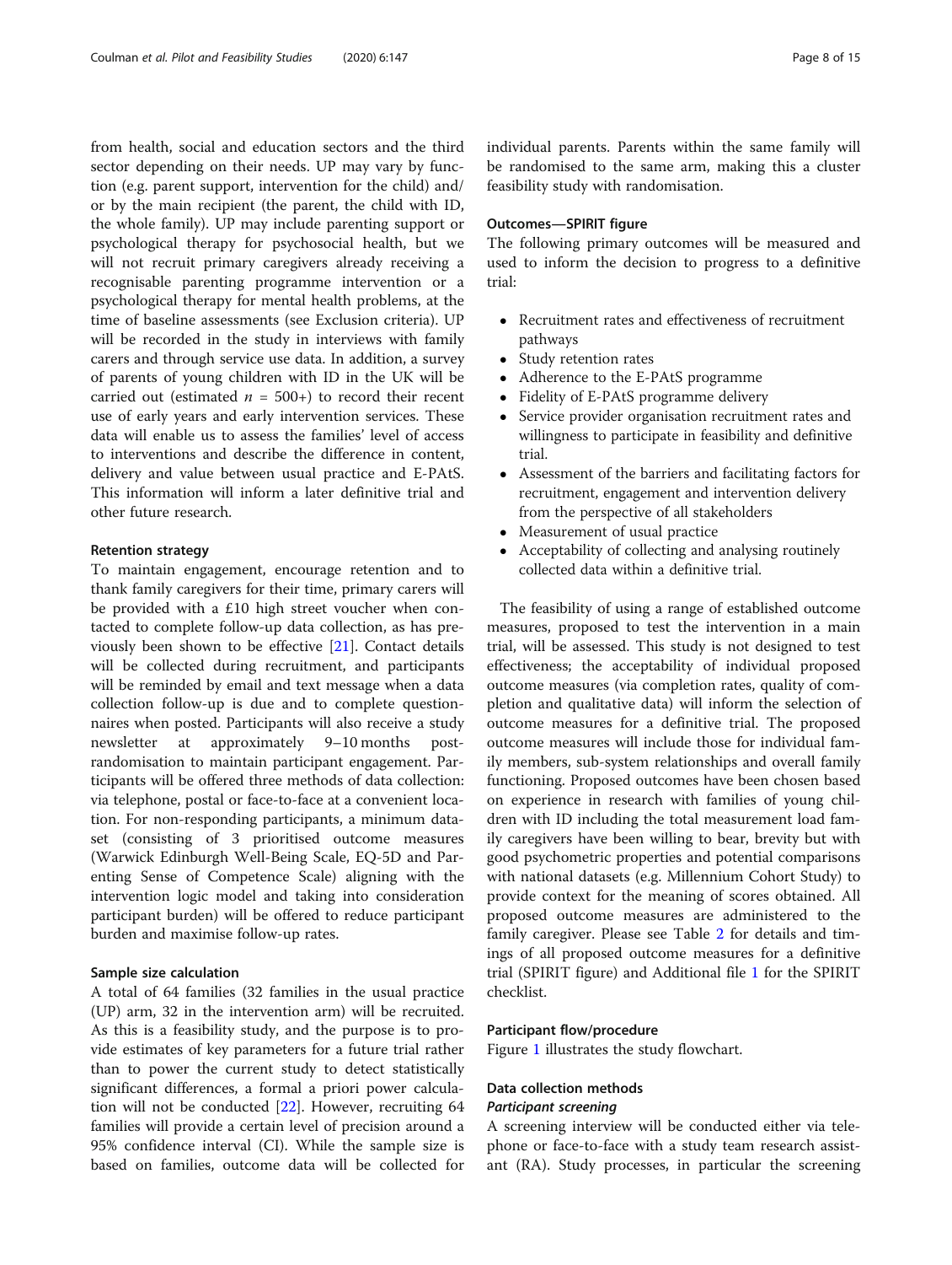from health, social and education sectors and the third sector depending on their needs. UP may vary by function (e.g. parent support, intervention for the child) and/or by the main recipient (the parent, the child with ID, the whole family). UP may include parenting support or psychological therapy for psychosocial health, but we will not recruit primary caregivers already receiving a recognisable parenting programme intervention or a psychological therapy for mental health problems, at the time of baseline assessments (see Exclusion criteria). UP will be recorded in the study in interviews with family carers and through service use data. In addition, a survey of parents of young children with ID in the UK will be carried out (estimated $n$ = 500+) to record their recent use of early years and early intervention services. These data will enable us to assess the families' level of access to interventions and describe the difference in content, delivery and value between usual practice and E-PAtS. This information will inform a later definitive trial and other future research.

#### Retention strategy

To maintain engagement, encourage retention and to thank family caregivers for their time, primary carers will be provided with a £10 high street voucher when contacted to complete follow-up data collection, as has previously been shown to be effective [21]. Contact details will be collected during recruitment, and participants will be reminded by email and text message when a data collection follow-up is due and to complete questionnaires when posted. Participants will also receive a study newsletter at approximately 9–10 months post-randomisation to maintain participant engagement. Participants will be offered three methods of data collection: via telephone, postal or face-to-face at a convenient location. For non-responding participants, a minimum dataset (consisting of 3 prioritised outcome measures (Warwick Edinburgh Well-Being Scale, EQ-5D and Parenting Sense of Competence Scale) aligning with the intervention logic model and taking into consideration participant burden) will be offered to reduce participant burden and maximise follow-up rates.

#### Sample size calculation

A total of 64 families (32 families in the usual practice (UP) arm, 32 in the intervention arm) will be recruited. As this is a feasibility study, and the purpose is to provide estimates of key parameters for a future trial rather than to power the current study to detect statistically significant differences, a formal a priori power calculation will not be conducted [22]. However, recruiting 64 families will provide a certain level of precision around a 95% confidence interval (CI). While the sample size is based on families, outcome data will be collected for individual parents. Parents within the same family will be randomised to the same arm, making this a cluster feasibility study with randomisation.

#### Outcomes—SPIRIT figure

The following primary outcomes will be measured and used to inform the decision to progress to a definitive trial:

- Recruitment rates and effectiveness of recruitment pathways
- Study retention rates
- Adherence to the E-PAtS programme
- Fidelity of E-PAtS programme delivery
- Service provider organisation recruitment rates and willingness to participate in feasibility and definitive trial.
- Assessment of the barriers and facilitating factors for recruitment, engagement and intervention delivery from the perspective of all stakeholders
- Measurement of usual practice
- Acceptability of collecting and analysing routinely collected data within a definitive trial.

The feasibility of using a range of established outcome measures, proposed to test the intervention in a main trial, will be assessed. This study is not designed to test effectiveness; the acceptability of individual proposed outcome measures (via completion rates, quality of completion and qualitative data) will inform the selection of outcome measures for a definitive trial. The proposed outcome measures will include those for individual family members, sub-system relationships and overall family functioning. Proposed outcomes have been chosen based on experience in research with families of young children with ID including the total measurement load family caregivers have been willing to bear, brevity but with good psychometric properties and potential comparisons with national datasets (e.g. Millennium Cohort Study) to provide context for the meaning of scores obtained. All proposed outcome measures are administered to the family caregiver. Please see Table 2 for details and timings of all proposed outcome measures for a definitive trial (SPIRIT figure) and Additional file 1 for the SPIRIT checklist.

#### Participant flow/procedure

Figure 1 illustrates the study flowchart.

#### Data collection methods

##### *Participant screening*

A screening interview will be conducted either via telephone or face-to-face with a study team research assistant (RA). Study processes, in particular the screening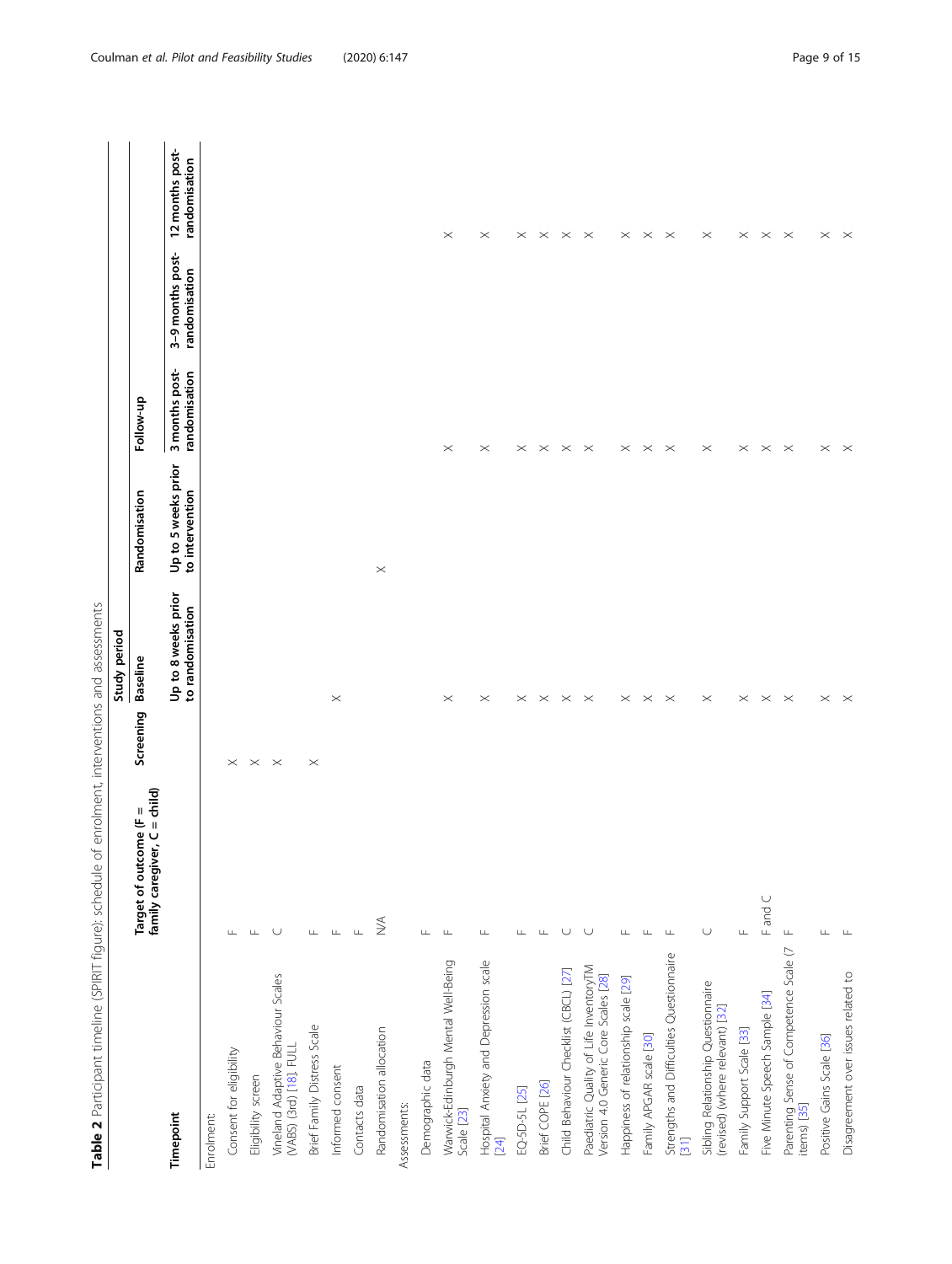**Table 2** Participant timeline (SPIRIT figure): schedule of enrolment, interventions and assessments

| Timepoint | Target of outcome (F = family caregiver, C = child) | Study period | | | | | |
|---|---|---|---|---|---|---|---|
| | | Screening | Baseline | Randomisation | Follow-up | | |
| | | | Up to 8 weeks prior to randomisation | Up to 5 weeks prior to intervention | 3 months post-randomisation | 3–9 months post-randomisation | 12 months post-randomisation |
| Enrolment: | | | | | | | |
| Consent for eligibility | F | × | | | | | |
| Eligibility screen | F | × | | | | | |
| Vineland Adaptive Behaviour Scales (VABS) (3rd) [18]. FULL | C | × | | | | | |
| Brief Family Distress Scale | F | × | | | | | |
| Informed consent | F | | × | | | | |
| Contacts data | F | | | | | | |
| Randomisation allocation | N/A | | | × | | | |
| Assessments: | | | | | | | |
| Demographic data | F | | | | | | |
| Warwick-Edinburgh Mental Well-Being Scale [23] | F | | × | | × | | × |
| Hospital Anxiety and Depression scale [24] | F | | × | | × | | × |
| EQ-5D-5L [25] | F | | × | | × | | × |
| Brief COPE [26] | F | | × | | × | | × |
| Child Behaviour Checklist (CBCL) [27] | C | | × | | × | | × |
| Paediatric Quality of Life InventoryTM Version 4.0 Generic Core Scales [28] | C | | × | | × | | × |
| Happiness of relationship scale [29] | F | | × | | × | | × |
| Family APGAR scale [30] | F | | × | | × | | × |
| Strengths and Difficulties Questionnaire [31] | F | | × | | × | | × |
| Sibling Relationship Questionnaire (revised) (where relevant) [32] | C | | × | | × | | × |
| Family Support Scale [33] | F | | × | | × | | × |
| Five Minute Speech Sample [34] | F and C | | × | | × | | × |
| Parenting Sense of Competence Scale (7 items) [35] | F | | × | | × | | × |
| Positive Gains Scale [36] | F | | × | | × | | × |
| Disagreement over issues related to | F | | × | | × | | × |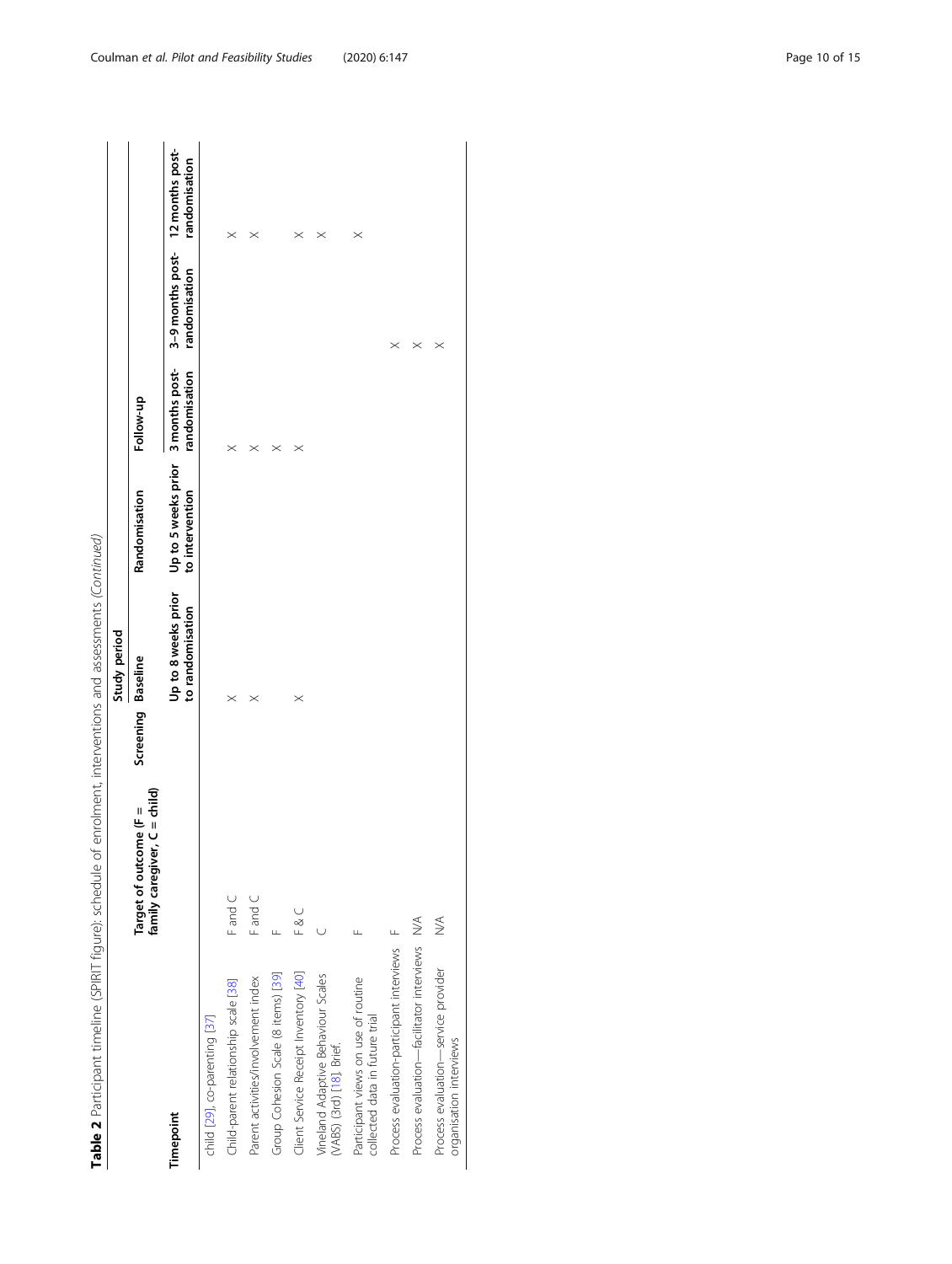**Table 2** Participant timeline (SPIRIT figure): schedule of enrolment, interventions and assessments *(Continued)*

| Timepoint | Target of outcome (F = family caregiver, C = child) | Study period | | | | | |
|---|---|---|---|---|---|---|---|
| | | Screening | Baseline | Randomisation | Follow-up | | |
| | | | Up to 8 weeks prior to randomisation | Up to 5 weeks prior to intervention | 3 months post-randomisation | 3–9 months post-randomisation | 12 months post-randomisation |
| child [29], co-parenting [37] | | | | | | | |
| Child-parent relationship scale [38] | F and C | | X | | X | | X |
| Parent activities/involvement index | F and C | | X | | X | | X |
| Group Cohesion Scale (8 items) [39] | F | | | | X | | |
| Client Service Receipt Inventory [40] | F & C | | X | | X | | X |
| Vineland Adaptive Behaviour Scales (VABS) (3rd) [18]. Brief. | C | | | | | | X |
| Participant views on use of routine collected data in future trial | F | | | | | | X |
| Process evaluation-participant interviews | F | | | | | X | |
| Process evaluation—facilitator interviews | N/A | | | | | X | |
| Process evaluation—service provider organisation interviews | N/A | | | | | X | |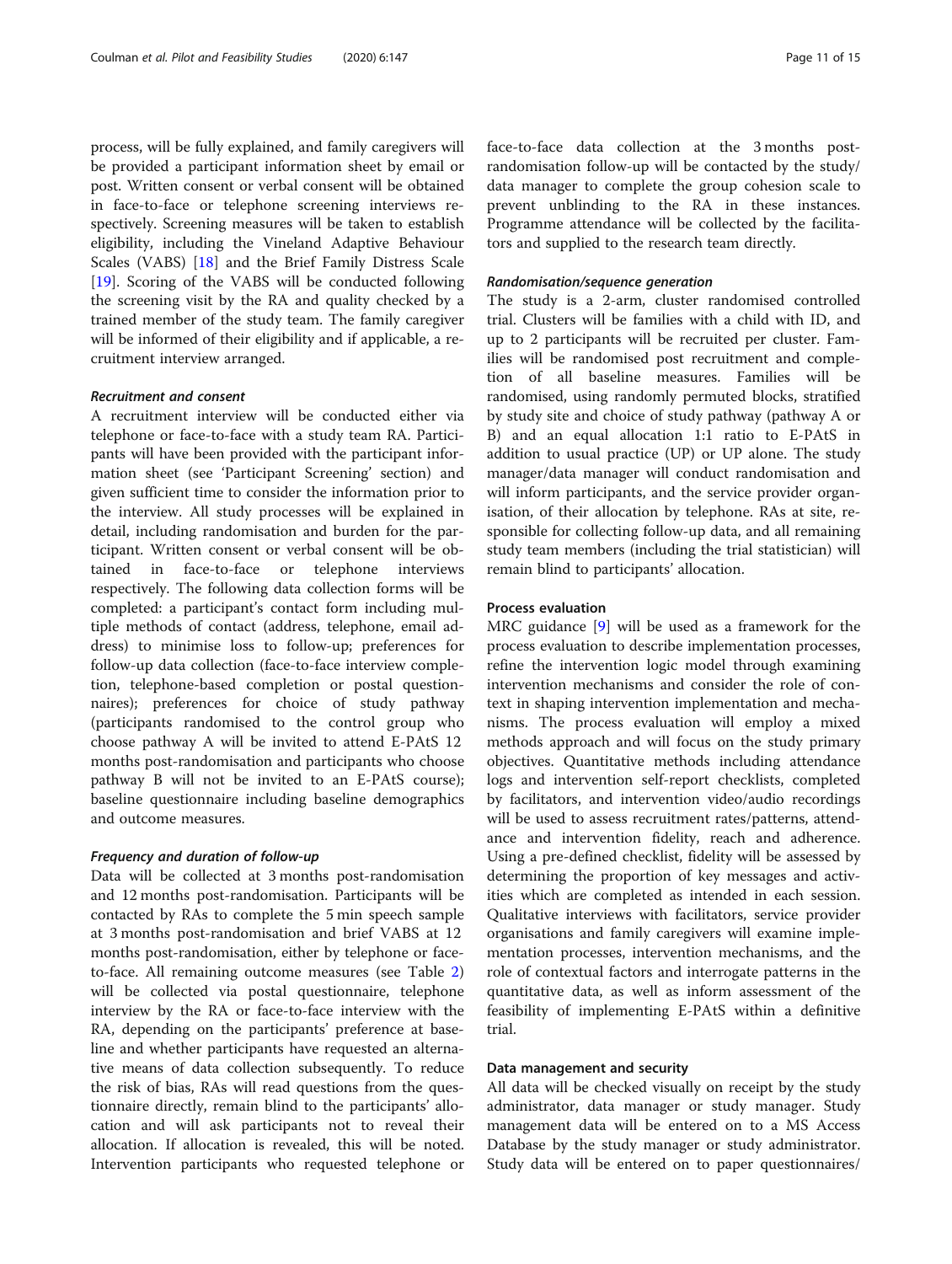process, will be fully explained, and family caregivers will be provided a participant information sheet by email or post. Written consent or verbal consent will be obtained in face-to-face or telephone screening interviews respectively. Screening measures will be taken to establish eligibility, including the Vineland Adaptive Behaviour Scales (VABS) [18] and the Brief Family Distress Scale [19]. Scoring of the VABS will be conducted following the screening visit by the RA and quality checked by a trained member of the study team. The family caregiver will be informed of their eligibility and if applicable, a recruitment interview arranged.

#### *Recruitment and consent*

A recruitment interview will be conducted either via telephone or face-to-face with a study team RA. Participants will have been provided with the participant information sheet (see 'Participant Screening' section) and given sufficient time to consider the information prior to the interview. All study processes will be explained in detail, including randomisation and burden for the participant. Written consent or verbal consent will be obtained in face-to-face or telephone interviews respectively. The following data collection forms will be completed: a participant's contact form including multiple methods of contact (address, telephone, email address) to minimise loss to follow-up; preferences for follow-up data collection (face-to-face interview completion, telephone-based completion or postal questionnaires); preferences for choice of study pathway (participants randomised to the control group who choose pathway A will be invited to attend E-PAtS 12 months post-randomisation and participants who choose pathway B will not be invited to an E-PAtS course); baseline questionnaire including baseline demographics and outcome measures.

#### *Frequency and duration of follow-up*

Data will be collected at 3 months post-randomisation and 12 months post-randomisation. Participants will be contacted by RAs to complete the 5 min speech sample at 3 months post-randomisation and brief VABS at 12 months post-randomisation, either by telephone or face-to-face. All remaining outcome measures (see Table 2) will be collected via postal questionnaire, telephone interview by the RA or face-to-face interview with the RA, depending on the participants' preference at baseline and whether participants have requested an alternative means of data collection subsequently. To reduce the risk of bias, RAs will read questions from the questionnaire directly, remain blind to the participants' allocation and will ask participants not to reveal their allocation. If allocation is revealed, this will be noted. Intervention participants who requested telephone or face-to-face data collection at the 3 months post-randomisation follow-up will be contacted by the study/data manager to complete the group cohesion scale to prevent unblinding to the RA in these instances. Programme attendance will be collected by the facilitators and supplied to the research team directly.

#### *Randomisation/sequence generation*

The study is a 2-arm, cluster randomised controlled trial. Clusters will be families with a child with ID, and up to 2 participants will be recruited per cluster. Families will be randomised post recruitment and completion of all baseline measures. Families will be randomised, using randomly permuted blocks, stratified by study site and choice of study pathway (pathway A or B) and an equal allocation 1:1 ratio to E-PAtS in addition to usual practice (UP) or UP alone. The study manager/data manager will conduct randomisation and will inform participants, and the service provider organisation, of their allocation by telephone. RAs at site, responsible for collecting follow-up data, and all remaining study team members (including the trial statistician) will remain blind to participants' allocation.

### Process evaluation

MRC guidance [9] will be used as a framework for the process evaluation to describe implementation processes, refine the intervention logic model through examining intervention mechanisms and consider the role of context in shaping intervention implementation and mechanisms. The process evaluation will employ a mixed methods approach and will focus on the study primary objectives. Quantitative methods including attendance logs and intervention self-report checklists, completed by facilitators, and intervention video/audio recordings will be used to assess recruitment rates/patterns, attendance and intervention fidelity, reach and adherence. Using a pre-defined checklist, fidelity will be assessed by determining the proportion of key messages and activities which are completed as intended in each session. Qualitative interviews with facilitators, service provider organisations and family caregivers will examine implementation processes, intervention mechanisms, and the role of contextual factors and interrogate patterns in the quantitative data, as well as inform assessment of the feasibility of implementing E-PAtS within a definitive trial.

### Data management and security

All data will be checked visually on receipt by the study administrator, data manager or study manager. Study management data will be entered on to a MS Access Database by the study manager or study administrator. Study data will be entered on to paper questionnaires/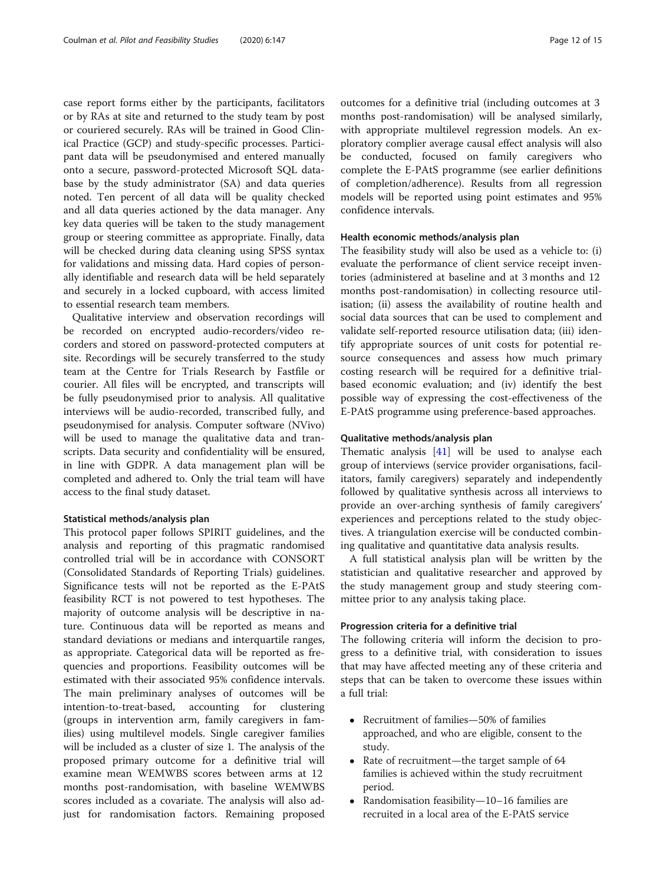case report forms either by the participants, facilitators or by RAs at site and returned to the study team by post or couriered securely. RAs will be trained in Good Clinical Practice (GCP) and study-specific processes. Participant data will be pseudonymised and entered manually onto a secure, password-protected Microsoft SQL database by the study administrator (SA) and data queries noted. Ten percent of all data will be quality checked and all data queries actioned by the data manager. Any key data queries will be taken to the study management group or steering committee as appropriate. Finally, data will be checked during data cleaning using SPSS syntax for validations and missing data. Hard copies of personally identifiable and research data will be held separately and securely in a locked cupboard, with access limited to essential research team members.

Qualitative interview and observation recordings will be recorded on encrypted audio-recorders/video recorders and stored on password-protected computers at site. Recordings will be securely transferred to the study team at the Centre for Trials Research by Fastfile or courier. All files will be encrypted, and transcripts will be fully pseudonymised prior to analysis. All qualitative interviews will be audio-recorded, transcribed fully, and pseudonymised for analysis. Computer software (NVivo) will be used to manage the qualitative data and transcripts. Data security and confidentiality will be ensured, in line with GDPR. A data management plan will be completed and adhered to. Only the trial team will have access to the final study dataset.

#### Statistical methods/analysis plan

This protocol paper follows SPIRIT guidelines, and the analysis and reporting of this pragmatic randomised controlled trial will be in accordance with CONSORT (Consolidated Standards of Reporting Trials) guidelines. Significance tests will not be reported as the E-PAtS feasibility RCT is not powered to test hypotheses. The majority of outcome analysis will be descriptive in nature. Continuous data will be reported as means and standard deviations or medians and interquartile ranges, as appropriate. Categorical data will be reported as frequencies and proportions. Feasibility outcomes will be estimated with their associated 95% confidence intervals. The main preliminary analyses of outcomes will be intention-to-treat-based, accounting for clustering (groups in intervention arm, family caregivers in families) using multilevel models. Single caregiver families will be included as a cluster of size 1. The analysis of the proposed primary outcome for a definitive trial will examine mean WEMWBS scores between arms at 12 months post-randomisation, with baseline WEMWBS scores included as a covariate. The analysis will also adjust for randomisation factors. Remaining proposed outcomes for a definitive trial (including outcomes at 3 months post-randomisation) will be analysed similarly, with appropriate multilevel regression models. An exploratory complier average causal effect analysis will also be conducted, focused on family caregivers who complete the E-PAtS programme (see earlier definitions of completion/adherence). Results from all regression models will be reported using point estimates and 95% confidence intervals.

#### Health economic methods/analysis plan

The feasibility study will also be used as a vehicle to: (i) evaluate the performance of client service receipt inventories (administered at baseline and at 3 months and 12 months post-randomisation) in collecting resource utilisation; (ii) assess the availability of routine health and social data sources that can be used to complement and validate self-reported resource utilisation data; (iii) identify appropriate sources of unit costs for potential resource consequences and assess how much primary costing research will be required for a definitive trial-based economic evaluation; and (iv) identify the best possible way of expressing the cost-effectiveness of the E-PAtS programme using preference-based approaches.

#### Qualitative methods/analysis plan

Thematic analysis [41] will be used to analyse each group of interviews (service provider organisations, facilitators, family caregivers) separately and independently followed by qualitative synthesis across all interviews to provide an over-arching synthesis of family caregivers' experiences and perceptions related to the study objectives. A triangulation exercise will be conducted combining qualitative and quantitative data analysis results.

A full statistical analysis plan will be written by the statistician and qualitative researcher and approved by the study management group and study steering committee prior to any analysis taking place.

#### Progression criteria for a definitive trial

The following criteria will inform the decision to progress to a definitive trial, with consideration to issues that may have affected meeting any of these criteria and steps that can be taken to overcome these issues within a full trial:

- Recruitment of families—50% of families approached, and who are eligible, consent to the study.
- Rate of recruitment—the target sample of 64 families is achieved within the study recruitment period.
- Randomisation feasibility—10–16 families are recruited in a local area of the E-PAtS service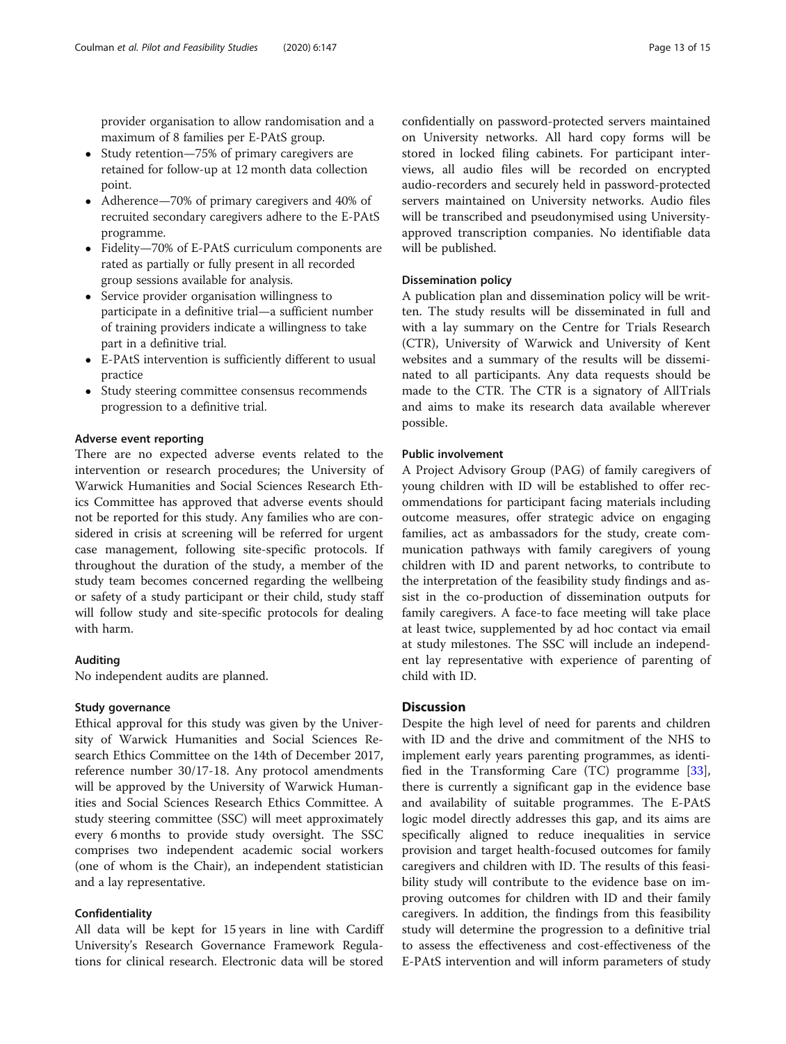provider organisation to allow randomisation and a maximum of 8 families per E-PAtS group.

- Study retention—75% of primary caregivers are retained for follow-up at 12 month data collection point.
- Adherence—70% of primary caregivers and 40% of recruited secondary caregivers adhere to the E-PAtS programme.
- Fidelity—70% of E-PAtS curriculum components are rated as partially or fully present in all recorded group sessions available for analysis.
- Service provider organisation willingness to participate in a definitive trial—a sufficient number of training providers indicate a willingness to take part in a definitive trial.
- E-PAtS intervention is sufficiently different to usual practice
- Study steering committee consensus recommends progression to a definitive trial.

### Adverse event reporting

There are no expected adverse events related to the intervention or research procedures; the University of Warwick Humanities and Social Sciences Research Ethics Committee has approved that adverse events should not be reported for this study. Any families who are considered in crisis at screening will be referred for urgent case management, following site-specific protocols. If throughout the duration of the study, a member of the study team becomes concerned regarding the wellbeing or safety of a study participant or their child, study staff will follow study and site-specific protocols for dealing with harm.

### Auditing

No independent audits are planned.

### Study governance

Ethical approval for this study was given by the University of Warwick Humanities and Social Sciences Research Ethics Committee on the 14th of December 2017, reference number 30/17-18. Any protocol amendments will be approved by the University of Warwick Humanities and Social Sciences Research Ethics Committee. A study steering committee (SSC) will meet approximately every 6 months to provide study oversight. The SSC comprises two independent academic social workers (one of whom is the Chair), an independent statistician and a lay representative.

### Confidentiality

All data will be kept for 15 years in line with Cardiff University's Research Governance Framework Regulations for clinical research. Electronic data will be stored confidentially on password-protected servers maintained on University networks. All hard copy forms will be stored in locked filing cabinets. For participant interviews, all audio files will be recorded on encrypted audio-recorders and securely held in password-protected servers maintained on University networks. Audio files will be transcribed and pseudonymised using University-approved transcription companies. No identifiable data will be published.

### Dissemination policy

A publication plan and dissemination policy will be written. The study results will be disseminated in full and with a lay summary on the Centre for Trials Research (CTR), University of Warwick and University of Kent websites and a summary of the results will be disseminated to all participants. Any data requests should be made to the CTR. The CTR is a signatory of AllTrials and aims to make its research data available wherever possible.

### Public involvement

A Project Advisory Group (PAG) of family caregivers of young children with ID will be established to offer recommendations for participant facing materials including outcome measures, offer strategic advice on engaging families, act as ambassadors for the study, create communication pathways with family caregivers of young children with ID and parent networks, to contribute to the interpretation of the feasibility study findings and assist in the co-production of dissemination outputs for family caregivers. A face-to face meeting will take place at least twice, supplemented by ad hoc contact via email at study milestones. The SSC will include an independent lay representative with experience of parenting of child with ID.

## Discussion

Despite the high level of need for parents and children with ID and the drive and commitment of the NHS to implement early years parenting programmes, as identified in the Transforming Care (TC) programme [33], there is currently a significant gap in the evidence base and availability of suitable programmes. The E-PAtS logic model directly addresses this gap, and its aims are specifically aligned to reduce inequalities in service provision and target health-focused outcomes for family caregivers and children with ID. The results of this feasibility study will contribute to the evidence base on improving outcomes for children with ID and their family caregivers. In addition, the findings from this feasibility study will determine the progression to a definitive trial to assess the effectiveness and cost-effectiveness of the E-PAtS intervention and will inform parameters of study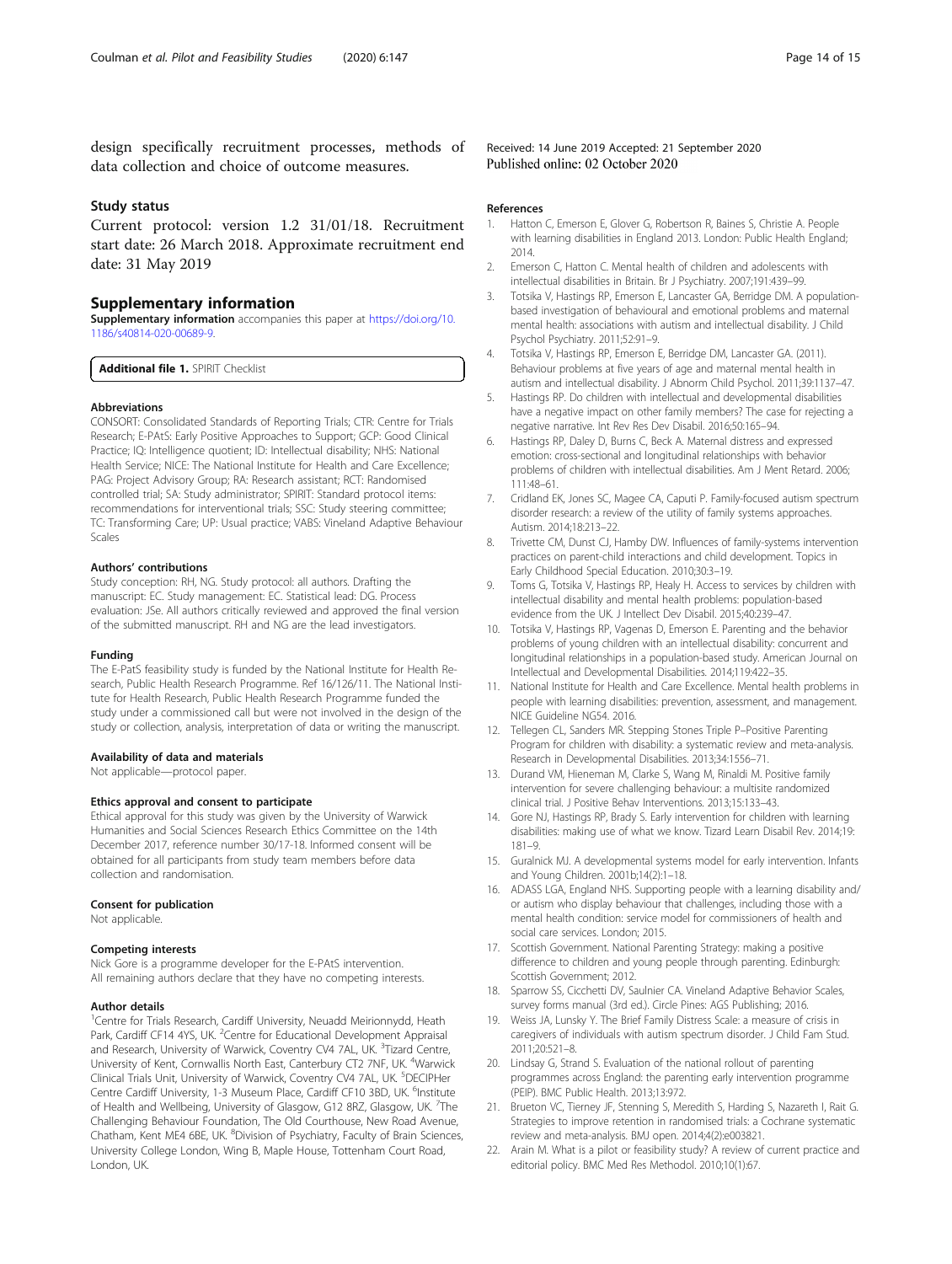design specifically recruitment processes, methods of data collection and choice of outcome measures.

## Study status

Current protocol: version 1.2 31/01/18. Recruitment start date: 26 March 2018. Approximate recruitment end date: 31 May 2019

## Supplementary information

**Supplementary information** accompanies this paper at https://doi.org/10.1186/s40814-020-00689-9.

**Additional file 1.** SPIRIT Checklist

### Abbreviations

CONSORT: Consolidated Standards of Reporting Trials; CTR: Centre for Trials Research; E-PAtS: Early Positive Approaches to Support; GCP: Good Clinical Practice; IQ: Intelligence quotient; ID: Intellectual disability; NHS: National Health Service; NICE: The National Institute for Health and Care Excellence; PAG: Project Advisory Group; RA: Research assistant; RCT: Randomised controlled trial; SA: Study administrator; SPIRIT: Standard protocol items: recommendations for interventional trials; SSC: Study steering committee; TC: Transforming Care; UP: Usual practice; VABS: Vineland Adaptive Behaviour Scales

### Authors' contributions

Study conception: RH, NG. Study protocol: all authors. Drafting the manuscript: EC. Study management: EC. Statistical lead: DG. Process evaluation: JSe. All authors critically reviewed and approved the final version of the submitted manuscript. RH and NG are the lead investigators.

### Funding

The E-PatS feasibility study is funded by the National Institute for Health Research, Public Health Research Programme. Ref 16/126/11. The National Institute for Health Research, Public Health Research Programme funded the study under a commissioned call but were not involved in the design of the study or collection, analysis, interpretation of data or writing the manuscript.

### Availability of data and materials

Not applicable—protocol paper.

### Ethics approval and consent to participate

Ethical approval for this study was given by the University of Warwick Humanities and Social Sciences Research Ethics Committee on the 14th December 2017, reference number 30/17-18. Informed consent will be obtained for all participants from study team members before data collection and randomisation.

### Consent for publication

Not applicable.

### Competing interests

Nick Gore is a programme developer for the E-PAtS intervention.
All remaining authors declare that they have no competing interests.

### Author details

[1]Centre for Trials Research, Cardiff University, Neuadd Meirionnydd, Heath Park, Cardiff CF14 4YS, UK. [2]Centre for Educational Development Appraisal and Research, University of Warwick, Coventry CV4 7AL, UK. [3]Tizard Centre, University of Kent, Cornwallis North East, Canterbury CT2 7NF, UK. [4]Warwick Clinical Trials Unit, University of Warwick, Coventry CV4 7AL, UK. [5]DECIPHer Centre Cardiff University, 1-3 Museum Place, Cardiff CF10 3BD, UK. [6]Institute of Health and Wellbeing, University of Glasgow, G12 8RZ, Glasgow, UK. [7]The Challenging Behaviour Foundation, The Old Courthouse, New Road Avenue, Chatham, Kent ME4 6BE, UK. [8]Division of Psychiatry, Faculty of Brain Sciences, University College London, Wing B, Maple House, Tottenham Court Road, London, UK.

Received: 14 June 2019 Accepted: 21 September 2020
Published online: 02 October 2020

### References

1. Hatton C, Emerson E, Glover G, Robertson R, Baines S, Christie A. People with learning disabilities in England 2013. London: Public Health England; 2014.
2. Emerson C, Hatton C. Mental health of children and adolescents with intellectual disabilities in Britain. Br J Psychiatry. 2007;191:439–99.
3. Totsika V, Hastings RP, Emerson E, Lancaster GA, Berridge DM. A population-based investigation of behavioural and emotional problems and maternal mental health: associations with autism and intellectual disability. J Child Psychol Psychiatry. 2011;52:91–9.
4. Totsika V, Hastings RP, Emerson E, Berridge DM, Lancaster GA. (2011). Behaviour problems at five years of age and maternal mental health in autism and intellectual disability. J Abnorm Child Psychol. 2011;39:1137–47.
5. Hastings RP. Do children with intellectual and developmental disabilities have a negative impact on other family members? The case for rejecting a negative narrative. Int Rev Res Dev Disabil. 2016;50:165–94.
6. Hastings RP, Daley D, Burns C, Beck A. Maternal distress and expressed emotion: cross-sectional and longitudinal relationships with behavior problems of children with intellectual disabilities. Am J Ment Retard. 2006;111:48–61.
7. Cridland EK, Jones SC, Magee CA, Caputi P. Family-focused autism spectrum disorder research: a review of the utility of family systems approaches. Autism. 2014;18:213–22.
8. Trivette CM, Dunst CJ, Hamby DW. Influences of family-systems intervention practices on parent-child interactions and child development. Topics in Early Childhood Special Education. 2010;30:3–19.
9. Toms G, Totsika V, Hastings RP, Healy H. Access to services by children with intellectual disability and mental health problems: population-based evidence from the UK. J Intellect Dev Disabil. 2015;40:239–47.
10. Totsika V, Hastings RP, Vagenas D, Emerson E. Parenting and the behavior problems of young children with an intellectual disability: concurrent and longitudinal relationships in a population-based study. American Journal on Intellectual and Developmental Disabilities. 2014;119:422–35.
11. National Institute for Health and Care Excellence. Mental health problems in people with learning disabilities: prevention, assessment, and management. NICE Guideline NG54. 2016.
12. Tellegen CL, Sanders MR. Stepping Stones Triple P–Positive Parenting Program for children with disability: a systematic review and meta-analysis. Research in Developmental Disabilities. 2013;34:1556–71.
13. Durand VM, Hieneman M, Clarke S, Wang M, Rinaldi M. Positive family intervention for severe challenging behaviour: a multisite randomized clinical trial. J Positive Behav Interventions. 2013;15:133–43.
14. Gore NJ, Hastings RP, Brady S. Early intervention for children with learning disabilities: making use of what we know. Tizard Learn Disabil Rev. 2014;19:181–9.
15. Guralnick MJ. A developmental systems model for early intervention. Infants and Young Children. 2001b;14(2):1–18.
16. ADASS LGA, England NHS. Supporting people with a learning disability and/or autism who display behaviour that challenges, including those with a mental health condition: service model for commissioners of health and social care services. London; 2015.
17. Scottish Government. National Parenting Strategy: making a positive difference to children and young people through parenting. Edinburgh: Scottish Government; 2012.
18. Sparrow SS, Cicchetti DV, Saulnier CA. Vineland Adaptive Behavior Scales, survey forms manual (3rd ed.). Circle Pines: AGS Publishing; 2016.
19. Weiss JA, Lunsky Y. The Brief Family Distress Scale: a measure of crisis in caregivers of individuals with autism spectrum disorder. J Child Fam Stud. 2011;20:521–8.
20. Lindsay G, Strand S. Evaluation of the national rollout of parenting programmes across England: the parenting early intervention programme (PEIP). BMC Public Health. 2013;13:972.
21. Brueton VC, Tierney JF, Stenning S, Meredith S, Harding S, Nazareth I, Rait G. Strategies to improve retention in randomised trials: a Cochrane systematic review and meta-analysis. BMJ open. 2014;4(2):e003821.
22. Arain M. What is a pilot or feasibility study? A review of current practice and editorial policy. BMC Med Res Methodol. 2010;10(1):67.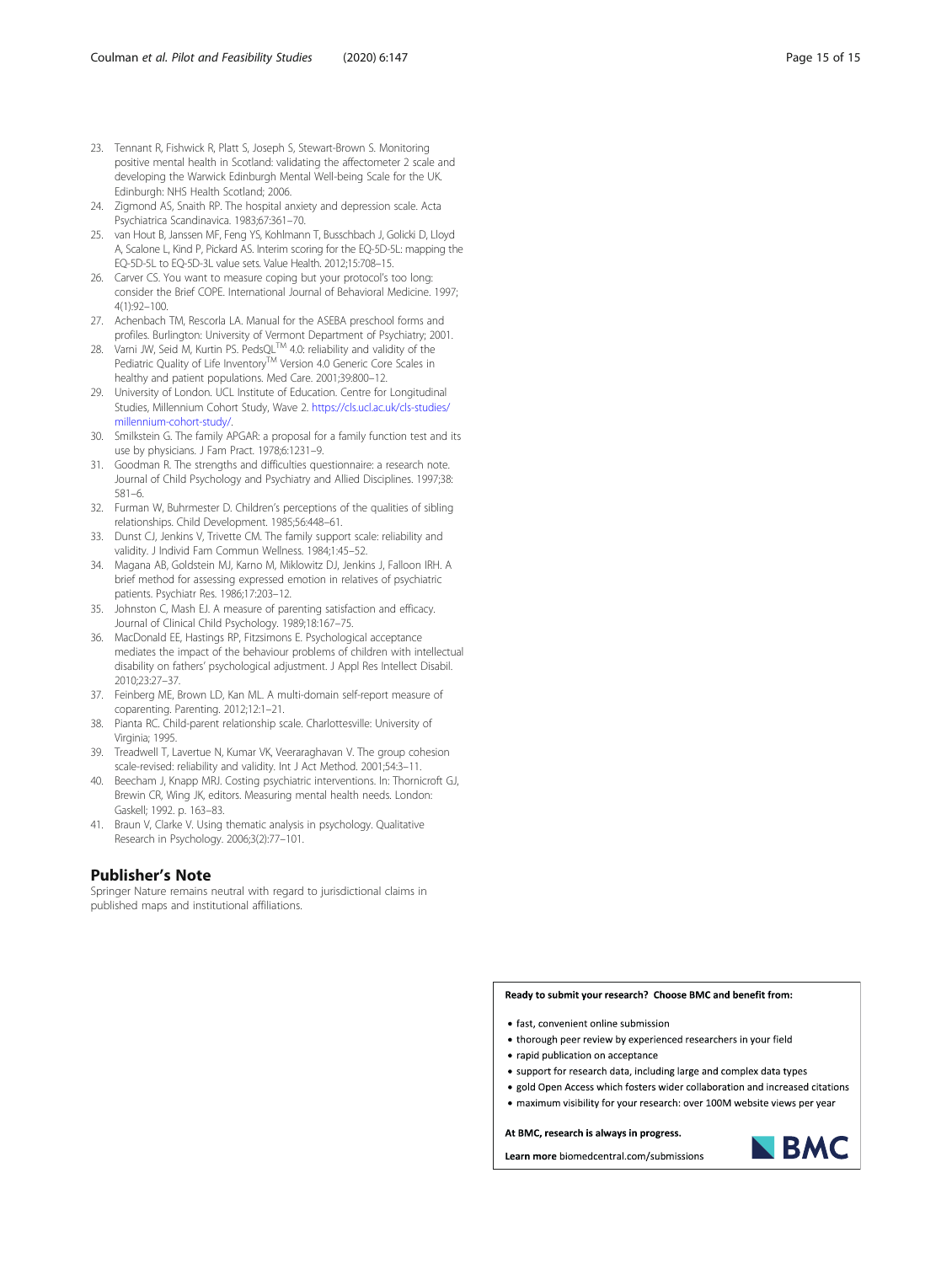23. Tennant R, Fishwick R, Platt S, Joseph S, Stewart-Brown S. Monitoring positive mental health in Scotland: validating the affectometer 2 scale and developing the Warwick Edinburgh Mental Well-being Scale for the UK. Edinburgh: NHS Health Scotland; 2006.
24. Zigmond AS, Snaith RP. The hospital anxiety and depression scale. Acta Psychiatrica Scandinavica. 1983;67:361–70.
25. van Hout B, Janssen MF, Feng YS, Kohlmann T, Busschbach J, Golicki D, Lloyd A, Scalone L, Kind P, Pickard AS. Interim scoring for the EQ-5D-5L: mapping the EQ-5D-5L to EQ-5D-3L value sets. Value Health. 2012;15:708–15.
26. Carver CS. You want to measure coping but your protocol's too long: consider the Brief COPE. International Journal of Behavioral Medicine. 1997; 4(1):92–100.
27. Achenbach TM, Rescorla LA. Manual for the ASEBA preschool forms and profiles. Burlington: University of Vermont Department of Psychiatry; 2001.
28. Varni JW, Seid M, Kurtin PS. PedsQL™ 4.0: reliability and validity of the Pediatric Quality of Life Inventory™ Version 4.0 Generic Core Scales in healthy and patient populations. Med Care. 2001;39:800–12.
29. University of London. UCL Institute of Education. Centre for Longitudinal Studies, Millennium Cohort Study, Wave 2. https://cls.ucl.ac.uk/cls-studies/millennium-cohort-study/.
30. Smilkstein G. The family APGAR: a proposal for a family function test and its use by physicians. J Fam Pract. 1978;6:1231–9.
31. Goodman R. The strengths and difficulties questionnaire: a research note. Journal of Child Psychology and Psychiatry and Allied Disciplines. 1997;38: 581–6.
32. Furman W, Buhrmester D. Children's perceptions of the qualities of sibling relationships. Child Development. 1985;56:448–61.
33. Dunst CJ, Jenkins V, Trivette CM. The family support scale: reliability and validity. J Individ Fam Commun Wellness. 1984;1:45–52.
34. Magana AB, Goldstein MJ, Karno M, Miklowitz DJ, Jenkins J, Falloon IRH. A brief method for assessing expressed emotion in relatives of psychiatric patients. Psychiatr Res. 1986;17:203–12.
35. Johnston C, Mash EJ. A measure of parenting satisfaction and efficacy. Journal of Clinical Child Psychology. 1989;18:167–75.
36. MacDonald EE, Hastings RP, Fitzsimons E. Psychological acceptance mediates the impact of the behaviour problems of children with intellectual disability on fathers' psychological adjustment. J Appl Res Intellect Disabil. 2010;23:27–37.
37. Feinberg ME, Brown LD, Kan ML. A multi-domain self-report measure of coparenting. Parenting. 2012;12:1–21.
38. Pianta RC. Child-parent relationship scale. Charlottesville: University of Virginia; 1995.
39. Treadwell T, Lavertue N, Kumar VK, Veeraraghavan V. The group cohesion scale-revised: reliability and validity. Int J Act Method. 2001;54:3–11.
40. Beecham J, Knapp MRJ. Costing psychiatric interventions. In: Thornicroft GJ, Brewin CR, Wing JK, editors. Measuring mental health needs. London: Gaskell; 1992. p. 163–83.
41. Braun V, Clarke V. Using thematic analysis in psychology. Qualitative Research in Psychology. 2006;3(2):77–101.

## Publisher's Note

Springer Nature remains neutral with regard to jurisdictional claims in published maps and institutional affiliations.

**Ready to submit your research? Choose BMC and benefit from:**

- fast, convenient online submission
- thorough peer review by experienced researchers in your field
- rapid publication on acceptance
- support for research data, including large and complex data types
- gold Open Access which fosters wider collaboration and increased citations
- maximum visibility for your research: over 100M website views per year

**At BMC, research is always in progress.**

**Learn more** biomedcentral.com/submissions

BMC